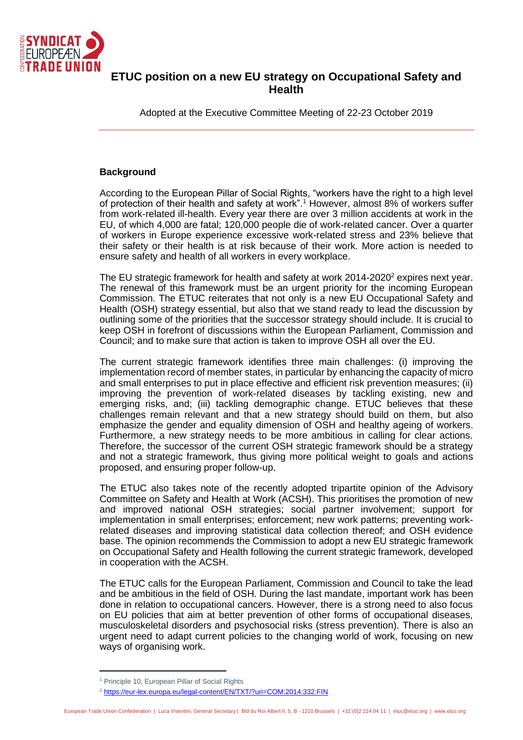# ETUC position on a new EU strategy on Occupational Safety and Health

Adopted at the Executive Committee Meeting of 22-23 October 2019

## Background

According to the European Pillar of Social Rights, "workers have the right to a high level of protection of their health and safety at work".[1] However, almost 8% of workers suffer from work-related ill-health. Every year there are over 3 million accidents at work in the EU, of which 4,000 are fatal; 120,000 people die of work-related cancer. Over a quarter of workers in Europe experience excessive work-related stress and 23% believe that their safety or their health is at risk because of their work. More action is needed to ensure safety and health of all workers in every workplace.

The EU strategic framework for health and safety at work 2014-2020[2] expires next year. The renewal of this framework must be an urgent priority for the incoming European Commission. The ETUC reiterates that not only is a new EU Occupational Safety and Health (OSH) strategy essential, but also that we stand ready to lead the discussion by outlining some of the priorities that the successor strategy should include. It is crucial to keep OSH in forefront of discussions within the European Parliament, Commission and Council; and to make sure that action is taken to improve OSH all over the EU.

The current strategic framework identifies three main challenges: (i) improving the implementation record of member states, in particular by enhancing the capacity of micro and small enterprises to put in place effective and efficient risk prevention measures; (ii) improving the prevention of work-related diseases by tackling existing, new and emerging risks, and; (iii) tackling demographic change. ETUC believes that these challenges remain relevant and that a new strategy should build on them, but also emphasize the gender and equality dimension of OSH and healthy ageing of workers. Furthermore, a new strategy needs to be more ambitious in calling for clear actions. Therefore, the successor of the current OSH strategic framework should be a strategy and not a strategic framework, thus giving more political weight to goals and actions proposed, and ensuring proper follow-up.

The ETUC also takes note of the recently adopted tripartite opinion of the Advisory Committee on Safety and Health at Work (ACSH). This prioritises the promotion of new and improved national OSH strategies; social partner involvement; support for implementation in small enterprises; enforcement; new work patterns; preventing work-related diseases and improving statistical data collection thereof; and OSH evidence base. The opinion recommends the Commission to adopt a new EU strategic framework on Occupational Safety and Health following the current strategic framework, developed in cooperation with the ACSH.

The ETUC calls for the European Parliament, Commission and Council to take the lead and be ambitious in the field of OSH. During the last mandate, important work has been done in relation to occupational cancers. However, there is a strong need to also focus on EU policies that aim at better prevention of other forms of occupational diseases, musculoskeletal disorders and psychosocial risks (stress prevention). There is also an urgent need to adapt current policies to the changing world of work, focusing on new ways of organising work.

---

[1] Principle 10, European Pillar of Social Rights

[2] https://eur-lex.europa.eu/legal-content/EN/TXT/?uri=COM:2014:332:FIN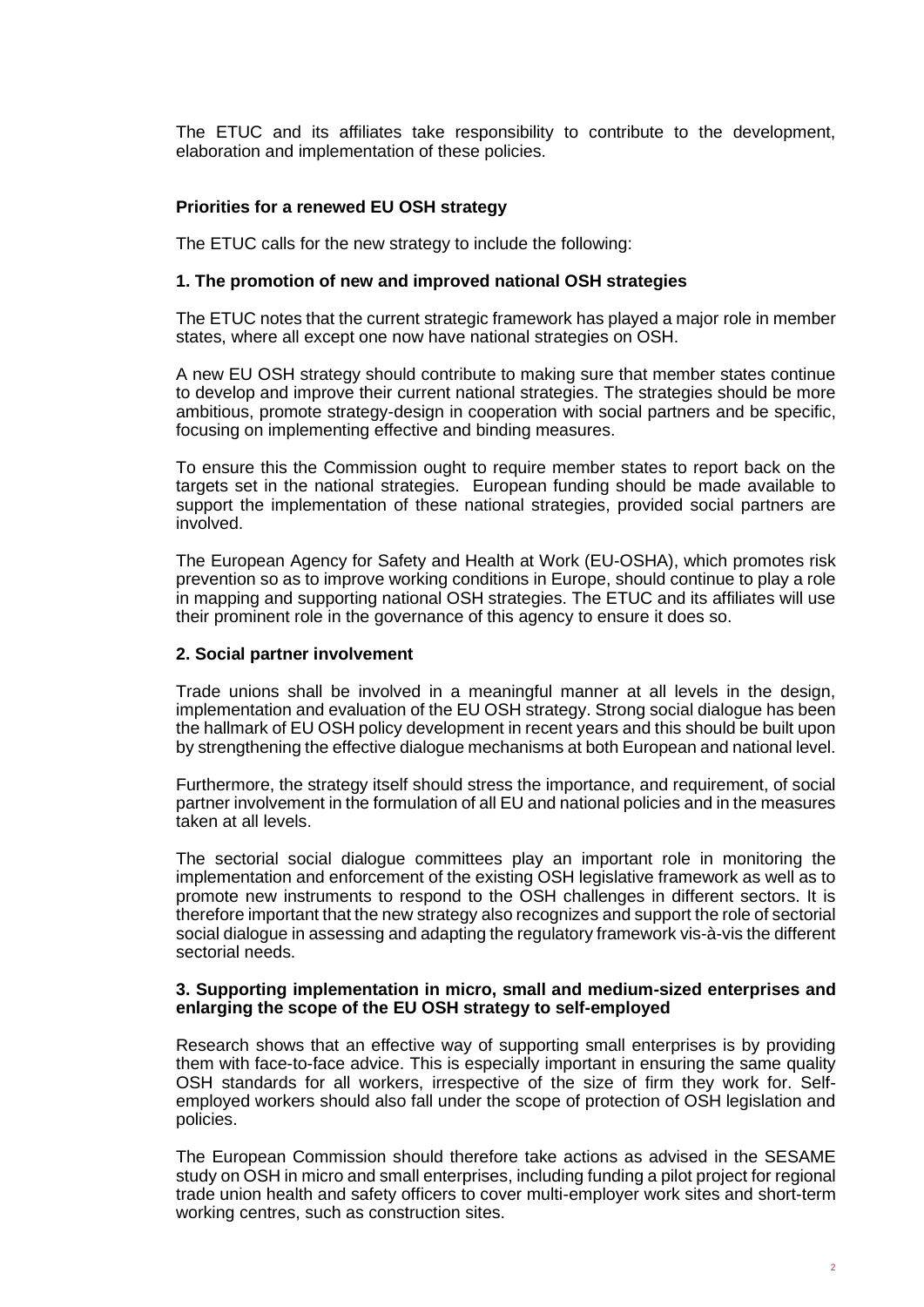The ETUC and its affiliates take responsibility to contribute to the development, elaboration and implementation of these policies.

**Priorities for a renewed EU OSH strategy**

The ETUC calls for the new strategy to include the following:

**1. The promotion of new and improved national OSH strategies**

The ETUC notes that the current strategic framework has played a major role in member states, where all except one now have national strategies on OSH.

A new EU OSH strategy should contribute to making sure that member states continue to develop and improve their current national strategies. The strategies should be more ambitious, promote strategy-design in cooperation with social partners and be specific, focusing on implementing effective and binding measures.

To ensure this the Commission ought to require member states to report back on the targets set in the national strategies. European funding should be made available to support the implementation of these national strategies, provided social partners are involved.

The European Agency for Safety and Health at Work (EU-OSHA), which promotes risk prevention so as to improve working conditions in Europe, should continue to play a role in mapping and supporting national OSH strategies. The ETUC and its affiliates will use their prominent role in the governance of this agency to ensure it does so.

**2. Social partner involvement**

Trade unions shall be involved in a meaningful manner at all levels in the design, implementation and evaluation of the EU OSH strategy. Strong social dialogue has been the hallmark of EU OSH policy development in recent years and this should be built upon by strengthening the effective dialogue mechanisms at both European and national level.

Furthermore, the strategy itself should stress the importance, and requirement, of social partner involvement in the formulation of all EU and national policies and in the measures taken at all levels.

The sectorial social dialogue committees play an important role in monitoring the implementation and enforcement of the existing OSH legislative framework as well as to promote new instruments to respond to the OSH challenges in different sectors. It is therefore important that the new strategy also recognizes and support the role of sectorial social dialogue in assessing and adapting the regulatory framework vis-à-vis the different sectorial needs.

**3. Supporting implementation in micro, small and medium-sized enterprises and enlarging the scope of the EU OSH strategy to self-employed**

Research shows that an effective way of supporting small enterprises is by providing them with face-to-face advice. This is especially important in ensuring the same quality OSH standards for all workers, irrespective of the size of firm they work for. Self-employed workers should also fall under the scope of protection of OSH legislation and policies.

The European Commission should therefore take actions as advised in the SESAME study on OSH in micro and small enterprises, including funding a pilot project for regional trade union health and safety officers to cover multi-employer work sites and short-term working centres, such as construction sites.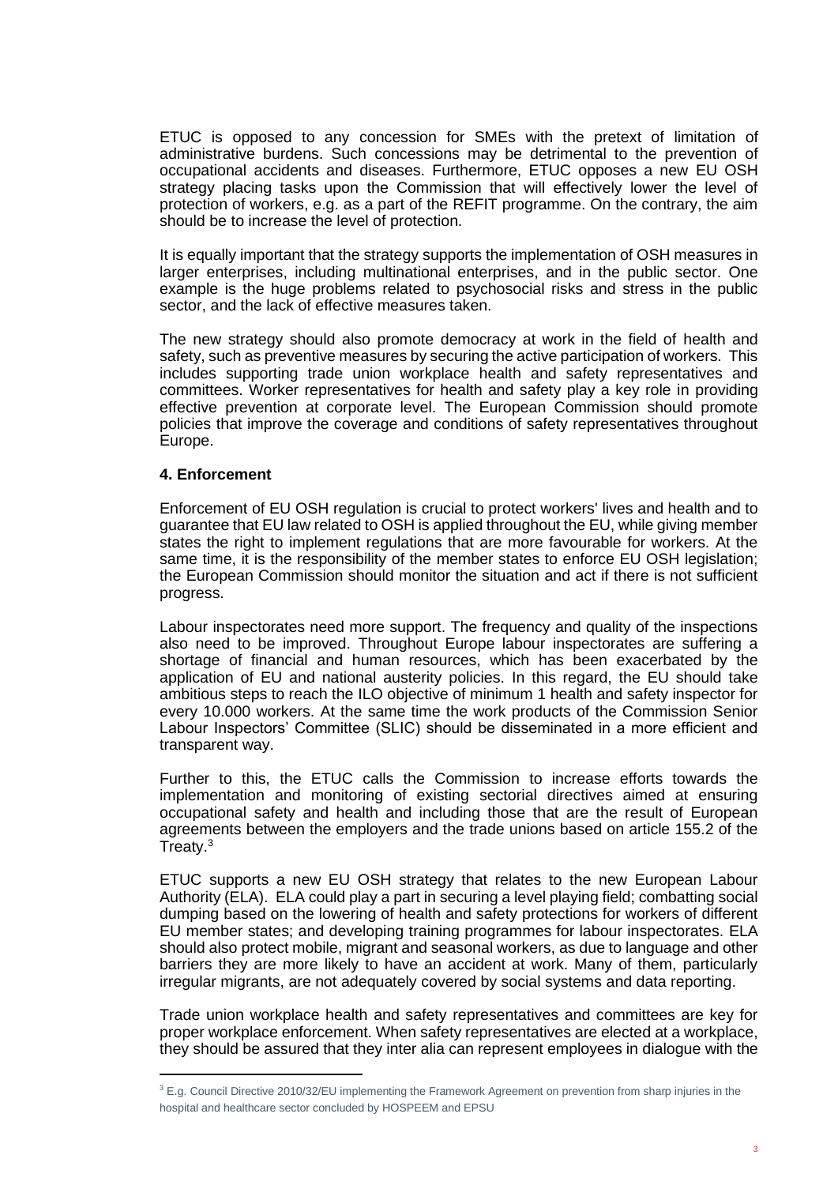ETUC is opposed to any concession for SMEs with the pretext of limitation of administrative burdens. Such concessions may be detrimental to the prevention of occupational accidents and diseases. Furthermore, ETUC opposes a new EU OSH strategy placing tasks upon the Commission that will effectively lower the level of protection of workers, e.g. as a part of the REFIT programme. On the contrary, the aim should be to increase the level of protection.

It is equally important that the strategy supports the implementation of OSH measures in larger enterprises, including multinational enterprises, and in the public sector. One example is the huge problems related to psychosocial risks and stress in the public sector, and the lack of effective measures taken.

The new strategy should also promote democracy at work in the field of health and safety, such as preventive measures by securing the active participation of workers. This includes supporting trade union workplace health and safety representatives and committees. Worker representatives for health and safety play a key role in providing effective prevention at corporate level. The European Commission should promote policies that improve the coverage and conditions of safety representatives throughout Europe.

### 4. Enforcement

Enforcement of EU OSH regulation is crucial to protect workers' lives and health and to guarantee that EU law related to OSH is applied throughout the EU, while giving member states the right to implement regulations that are more favourable for workers. At the same time, it is the responsibility of the member states to enforce EU OSH legislation; the European Commission should monitor the situation and act if there is not sufficient progress.

Labour inspectorates need more support. The frequency and quality of the inspections also need to be improved. Throughout Europe labour inspectorates are suffering a shortage of financial and human resources, which has been exacerbated by the application of EU and national austerity policies. In this regard, the EU should take ambitious steps to reach the ILO objective of minimum 1 health and safety inspector for every 10.000 workers. At the same time the work products of the Commission Senior Labour Inspectors' Committee (SLIC) should be disseminated in a more efficient and transparent way.

Further to this, the ETUC calls the Commission to increase efforts towards the implementation and monitoring of existing sectorial directives aimed at ensuring occupational safety and health and including those that are the result of European agreements between the employers and the trade unions based on article 155.2 of the Treaty.[3]

ETUC supports a new EU OSH strategy that relates to the new European Labour Authority (ELA). ELA could play a part in securing a level playing field; combatting social dumping based on the lowering of health and safety protections for workers of different EU member states; and developing training programmes for labour inspectorates. ELA should also protect mobile, migrant and seasonal workers, as due to language and other barriers they are more likely to have an accident at work. Many of them, particularly irregular migrants, are not adequately covered by social systems and data reporting.

Trade union workplace health and safety representatives and committees are key for proper workplace enforcement. When safety representatives are elected at a workplace, they should be assured that they inter alia can represent employees in dialogue with the

[3] E.g. Council Directive 2010/32/EU implementing the Framework Agreement on prevention from sharp injuries in the hospital and healthcare sector concluded by HOSPEEM and EPSU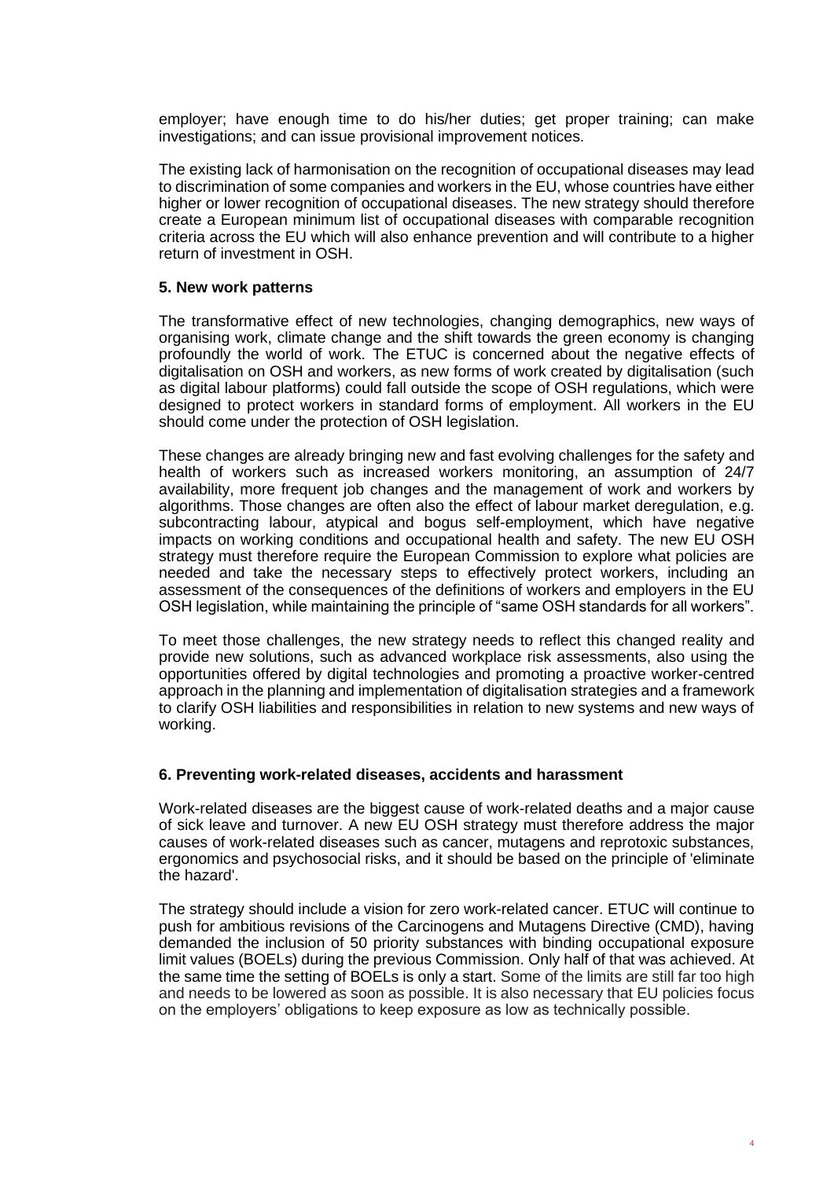employer; have enough time to do his/her duties; get proper training; can make investigations; and can issue provisional improvement notices.

The existing lack of harmonisation on the recognition of occupational diseases may lead to discrimination of some companies and workers in the EU, whose countries have either higher or lower recognition of occupational diseases. The new strategy should therefore create a European minimum list of occupational diseases with comparable recognition criteria across the EU which will also enhance prevention and will contribute to a higher return of investment in OSH.

### 5. New work patterns

The transformative effect of new technologies, changing demographics, new ways of organising work, climate change and the shift towards the green economy is changing profoundly the world of work. The ETUC is concerned about the negative effects of digitalisation on OSH and workers, as new forms of work created by digitalisation (such as digital labour platforms) could fall outside the scope of OSH regulations, which were designed to protect workers in standard forms of employment. All workers in the EU should come under the protection of OSH legislation.

These changes are already bringing new and fast evolving challenges for the safety and health of workers such as increased workers monitoring, an assumption of 24/7 availability, more frequent job changes and the management of work and workers by algorithms. Those changes are often also the effect of labour market deregulation, e.g. subcontracting labour, atypical and bogus self-employment, which have negative impacts on working conditions and occupational health and safety. The new EU OSH strategy must therefore require the European Commission to explore what policies are needed and take the necessary steps to effectively protect workers, including an assessment of the consequences of the definitions of workers and employers in the EU OSH legislation, while maintaining the principle of "same OSH standards for all workers".

To meet those challenges, the new strategy needs to reflect this changed reality and provide new solutions, such as advanced workplace risk assessments, also using the opportunities offered by digital technologies and promoting a proactive worker-centred approach in the planning and implementation of digitalisation strategies and a framework to clarify OSH liabilities and responsibilities in relation to new systems and new ways of working.

### 6. Preventing work-related diseases, accidents and harassment

Work-related diseases are the biggest cause of work-related deaths and a major cause of sick leave and turnover. A new EU OSH strategy must therefore address the major causes of work-related diseases such as cancer, mutagens and reprotoxic substances, ergonomics and psychosocial risks, and it should be based on the principle of 'eliminate the hazard'.

The strategy should include a vision for zero work-related cancer. ETUC will continue to push for ambitious revisions of the Carcinogens and Mutagens Directive (CMD), having demanded the inclusion of 50 priority substances with binding occupational exposure limit values (BOELs) during the previous Commission. Only half of that was achieved. At the same time the setting of BOELs is only a start. Some of the limits are still far too high and needs to be lowered as soon as possible. It is also necessary that EU policies focus on the employers' obligations to keep exposure as low as technically possible.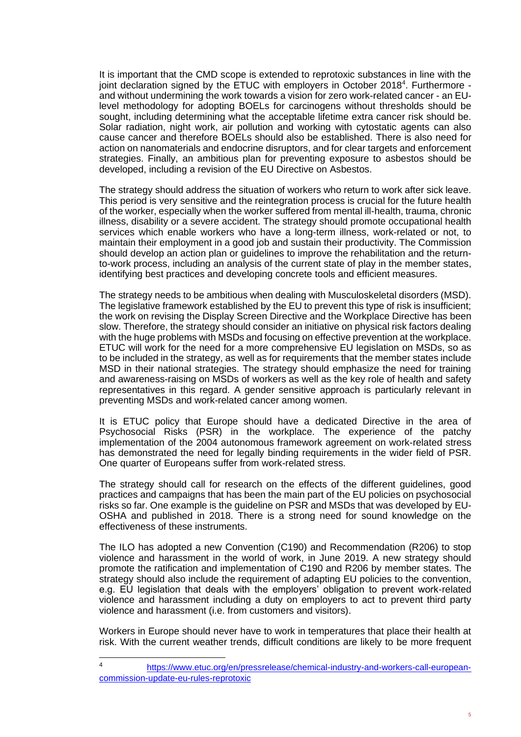It is important that the CMD scope is extended to reprotoxic substances in line with the joint declaration signed by the ETUC with employers in October 2018[4]. Furthermore - and without undermining the work towards a vision for zero work-related cancer - an EU-level methodology for adopting BOELs for carcinogens without thresholds should be sought, including determining what the acceptable lifetime extra cancer risk should be. Solar radiation, night work, air pollution and working with cytostatic agents can also cause cancer and therefore BOELs should also be established. There is also need for action on nanomaterials and endocrine disruptors, and for clear targets and enforcement strategies. Finally, an ambitious plan for preventing exposure to asbestos should be developed, including a revision of the EU Directive on Asbestos.

The strategy should address the situation of workers who return to work after sick leave. This period is very sensitive and the reintegration process is crucial for the future health of the worker, especially when the worker suffered from mental ill-health, trauma, chronic illness, disability or a severe accident. The strategy should promote occupational health services which enable workers who have a long-term illness, work-related or not, to maintain their employment in a good job and sustain their productivity. The Commission should develop an action plan or guidelines to improve the rehabilitation and the return-to-work process, including an analysis of the current state of play in the member states, identifying best practices and developing concrete tools and efficient measures.

The strategy needs to be ambitious when dealing with Musculoskeletal disorders (MSD). The legislative framework established by the EU to prevent this type of risk is insufficient; the work on revising the Display Screen Directive and the Workplace Directive has been slow. Therefore, the strategy should consider an initiative on physical risk factors dealing with the huge problems with MSDs and focusing on effective prevention at the workplace. ETUC will work for the need for a more comprehensive EU legislation on MSDs, so as to be included in the strategy, as well as for requirements that the member states include MSD in their national strategies. The strategy should emphasize the need for training and awareness-raising on MSDs of workers as well as the key role of health and safety representatives in this regard. A gender sensitive approach is particularly relevant in preventing MSDs and work-related cancer among women.

It is ETUC policy that Europe should have a dedicated Directive in the area of Psychosocial Risks (PSR) in the workplace. The experience of the patchy implementation of the 2004 autonomous framework agreement on work-related stress has demonstrated the need for legally binding requirements in the wider field of PSR. One quarter of Europeans suffer from work-related stress.

The strategy should call for research on the effects of the different guidelines, good practices and campaigns that has been the main part of the EU policies on psychosocial risks so far. One example is the guideline on PSR and MSDs that was developed by EU-OSHA and published in 2018. There is a strong need for sound knowledge on the effectiveness of these instruments.

The ILO has adopted a new Convention (C190) and Recommendation (R206) to stop violence and harassment in the world of work, in June 2019. A new strategy should promote the ratification and implementation of C190 and R206 by member states. The strategy should also include the requirement of adapting EU policies to the convention, e.g. EU legislation that deals with the employers' obligation to prevent work-related violence and harassment including a duty on employers to act to prevent third party violence and harassment (i.e. from customers and visitors).

Workers in Europe should never have to work in temperatures that place their health at risk. With the current weather trends, difficult conditions are likely to be more frequent

[4] https://www.etuc.org/en/pressrelease/chemical-industry-and-workers-call-european-commission-update-eu-rules-reprotoxic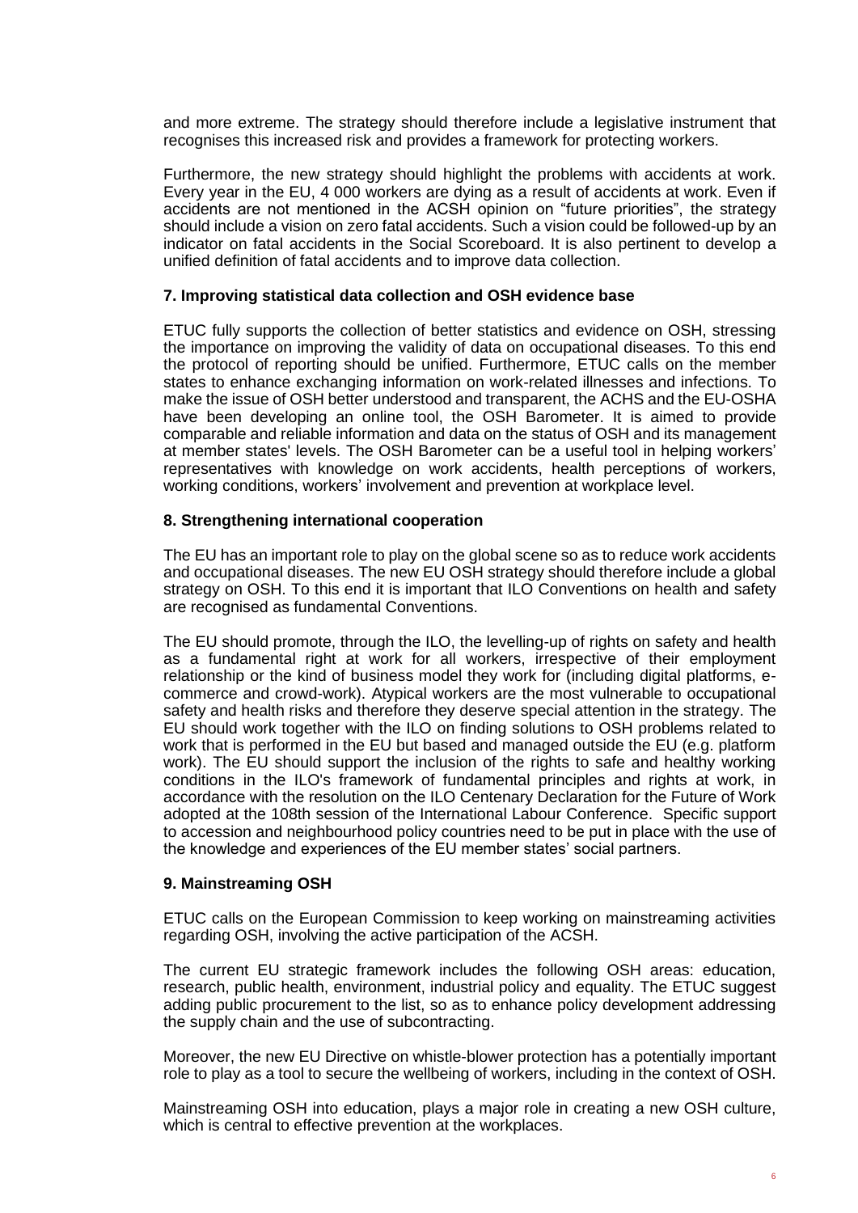and more extreme. The strategy should therefore include a legislative instrument that recognises this increased risk and provides a framework for protecting workers.

Furthermore, the new strategy should highlight the problems with accidents at work. Every year in the EU, 4 000 workers are dying as a result of accidents at work. Even if accidents are not mentioned in the ACSH opinion on "future priorities", the strategy should include a vision on zero fatal accidents. Such a vision could be followed-up by an indicator on fatal accidents in the Social Scoreboard. It is also pertinent to develop a unified definition of fatal accidents and to improve data collection.

#### 7. Improving statistical data collection and OSH evidence base

ETUC fully supports the collection of better statistics and evidence on OSH, stressing the importance on improving the validity of data on occupational diseases. To this end the protocol of reporting should be unified. Furthermore, ETUC calls on the member states to enhance exchanging information on work-related illnesses and infections. To make the issue of OSH better understood and transparent, the ACHS and the EU-OSHA have been developing an online tool, the OSH Barometer. It is aimed to provide comparable and reliable information and data on the status of OSH and its management at member states' levels. The OSH Barometer can be a useful tool in helping workers' representatives with knowledge on work accidents, health perceptions of workers, working conditions, workers' involvement and prevention at workplace level.

#### 8. Strengthening international cooperation

The EU has an important role to play on the global scene so as to reduce work accidents and occupational diseases. The new EU OSH strategy should therefore include a global strategy on OSH. To this end it is important that ILO Conventions on health and safety are recognised as fundamental Conventions.

The EU should promote, through the ILO, the levelling-up of rights on safety and health as a fundamental right at work for all workers, irrespective of their employment relationship or the kind of business model they work for (including digital platforms, e-commerce and crowd-work). Atypical workers are the most vulnerable to occupational safety and health risks and therefore they deserve special attention in the strategy. The EU should work together with the ILO on finding solutions to OSH problems related to work that is performed in the EU but based and managed outside the EU (e.g. platform work). The EU should support the inclusion of the rights to safe and healthy working conditions in the ILO's framework of fundamental principles and rights at work, in accordance with the resolution on the ILO Centenary Declaration for the Future of Work adopted at the 108th session of the International Labour Conference. Specific support to accession and neighbourhood policy countries need to be put in place with the use of the knowledge and experiences of the EU member states' social partners.

#### 9. Mainstreaming OSH

ETUC calls on the European Commission to keep working on mainstreaming activities regarding OSH, involving the active participation of the ACSH.

The current EU strategic framework includes the following OSH areas: education, research, public health, environment, industrial policy and equality. The ETUC suggest adding public procurement to the list, so as to enhance policy development addressing the supply chain and the use of subcontracting.

Moreover, the new EU Directive on whistle-blower protection has a potentially important role to play as a tool to secure the wellbeing of workers, including in the context of OSH.

Mainstreaming OSH into education, plays a major role in creating a new OSH culture, which is central to effective prevention at the workplaces.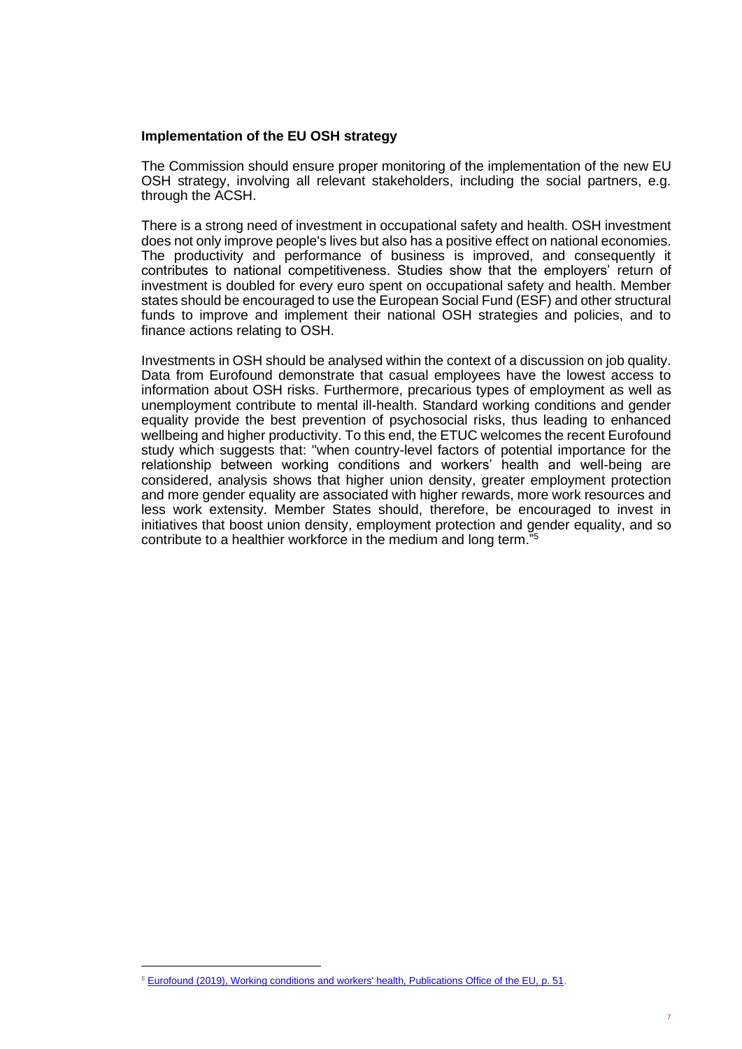**Implementation of the EU OSH strategy**

The Commission should ensure proper monitoring of the implementation of the new EU OSH strategy, involving all relevant stakeholders, including the social partners, e.g. through the ACSH.

There is a strong need of investment in occupational safety and health. OSH investment does not only improve people's lives but also has a positive effect on national economies. The productivity and performance of business is improved, and consequently it contributes to national competitiveness. Studies show that the employers' return of investment is doubled for every euro spent on occupational safety and health. Member states should be encouraged to use the European Social Fund (ESF) and other structural funds to improve and implement their national OSH strategies and policies, and to finance actions relating to OSH.

Investments in OSH should be analysed within the context of a discussion on job quality. Data from Eurofound demonstrate that casual employees have the lowest access to information about OSH risks. Furthermore, precarious types of employment as well as unemployment contribute to mental ill-health. Standard working conditions and gender equality provide the best prevention of psychosocial risks, thus leading to enhanced wellbeing and higher productivity. To this end, the ETUC welcomes the recent Eurofound study which suggests that: "when country-level factors of potential importance for the relationship between working conditions and workers' health and well-being are considered, analysis shows that higher union density, greater employment protection and more gender equality are associated with higher rewards, more work resources and less work extensity. Member States should, therefore, be encouraged to invest in initiatives that boost union density, employment protection and gender equality, and so contribute to a healthier workforce in the medium and long term."[5]

[5] Eurofound (2019), Working conditions and workers' health, Publications Office of the EU, p. 51.